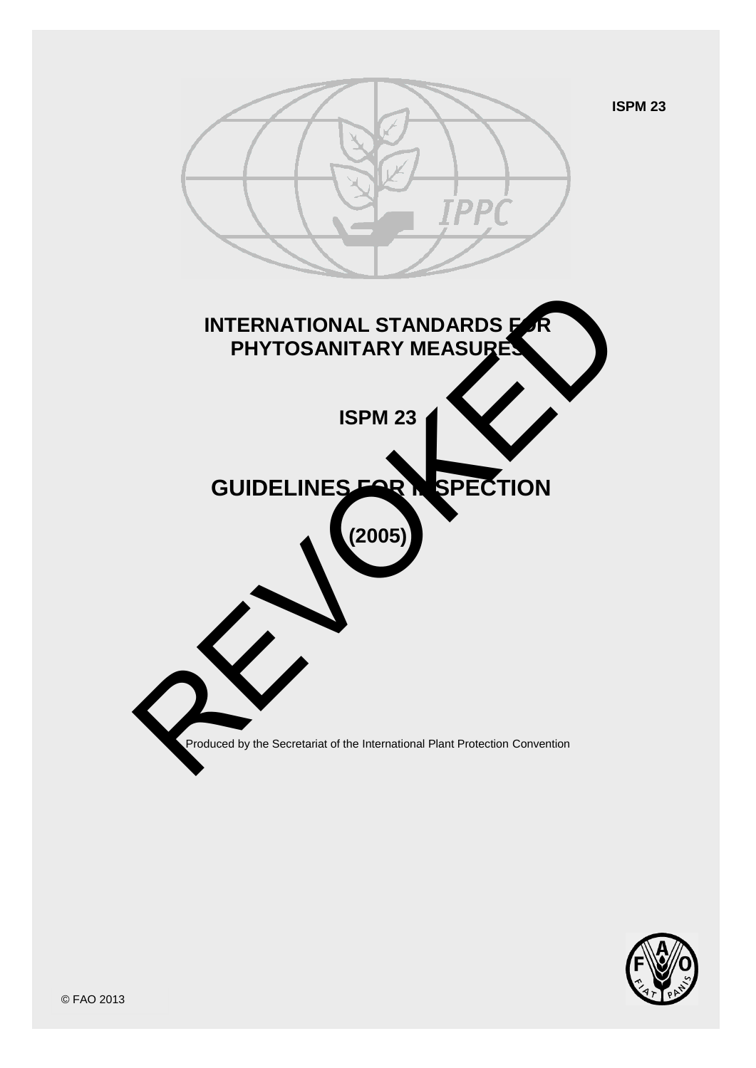ISPM 23

# INTERNATIONAL STANDARDS FOR PHYTOSANITARY MEASURES

## ISPM 23

# GUIDELINES FOR INSPECTION

## (2005)

REVOKED

Produced by the Secretariat of the International Plant Protection Convention

© FAO 2013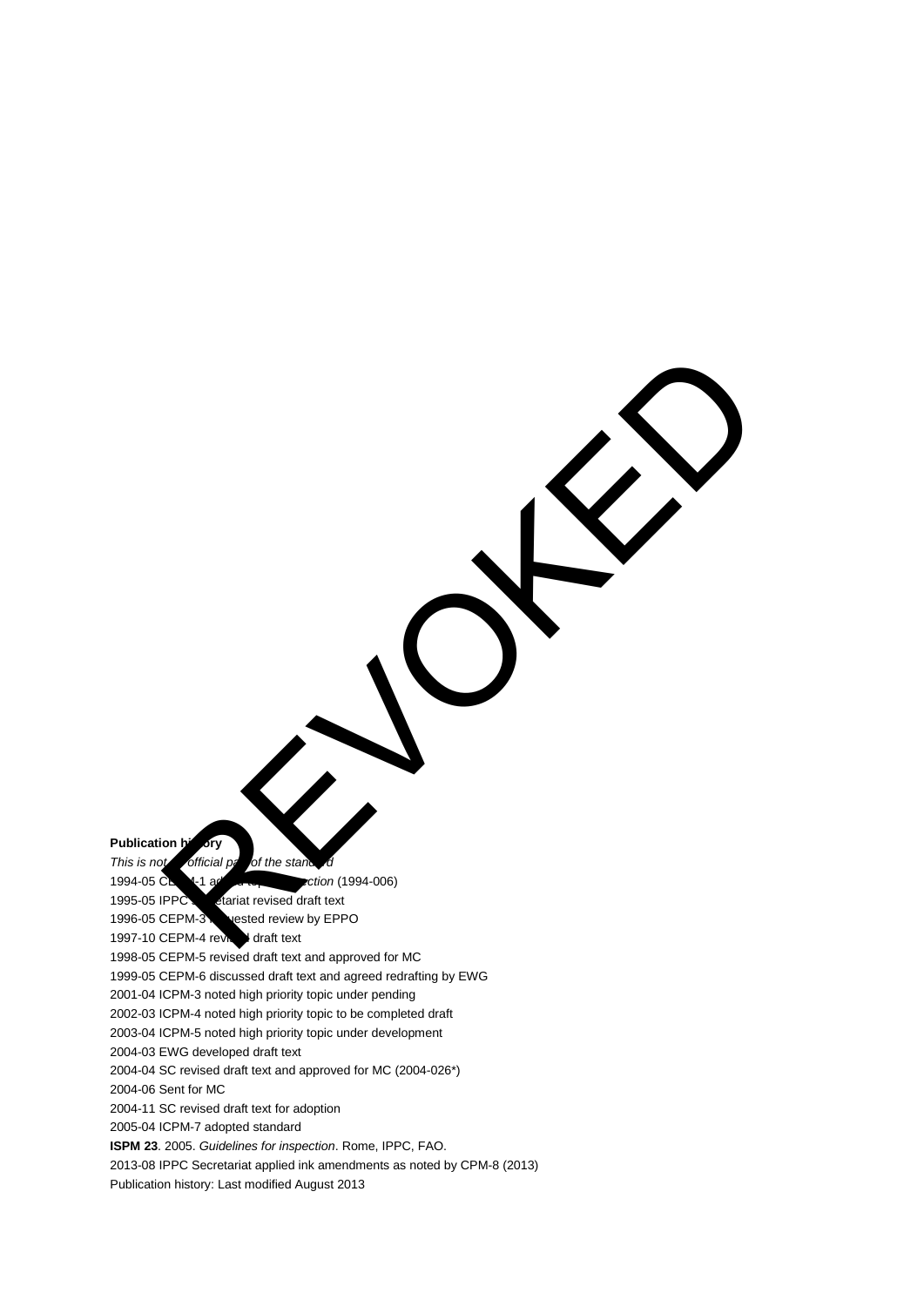**Publication history**

*This is not an official part of the standard*

1994-05 CEPM-1 added topic *Inspection* (1994-006)

1995-05 IPPC Secretariat revised draft text

1996-05 CEPM-3 requested review by EPPO

1997-10 CEPM-4 revised draft text

1998-05 CEPM-5 revised draft text and approved for MC

1999-05 CEPM-6 discussed draft text and agreed redrafting by EWG

2001-04 ICPM-3 noted high priority topic under pending

2002-03 ICPM-4 noted high priority topic to be completed draft

2003-04 ICPM-5 noted high priority topic under development

2004-03 EWG developed draft text

2004-04 SC revised draft text and approved for MC (2004-026*)

2004-06 Sent for MC

2004-11 SC revised draft text for adoption

2005-04 ICPM-7 adopted standard

**ISPM 23**. 2005. *Guidelines for inspection*. Rome, IPPC, FAO.

2013-08 IPPC Secretariat applied ink amendments as noted by CPM-8 (2013)

Publication history: Last modified August 2013

REVOKED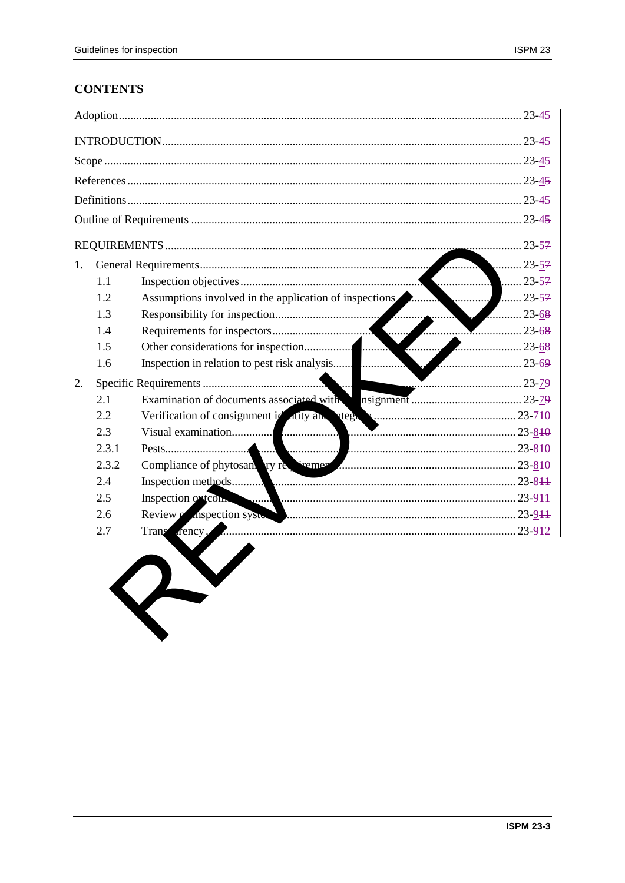# CONTENTS

Adoption ........ 23-45

INTRODUCTION ........ 23-45

Scope ........ 23-45

References ........ 23-45

Definitions ........ 23-45

Outline of Requirements ........ 23-45

REQUIREMENTS ........ 23-57

1. General Requirements ........ 23-57
   - 1.1 Inspection objectives ........ 23-57
   - 1.2 Assumptions involved in the application of inspections ........ 23-57
   - 1.3 Responsibility for inspection ........ 23-68
   - 1.4 Requirements for inspectors ........ 23-68
   - 1.5 Other considerations for inspection ........ 23-68
   - 1.6 Inspection in relation to pest risk analysis ........ 23-69
2. Specific Requirements ........ 23-79
   - 2.1 Examination of documents associated with consignment ........ 23-79
   - 2.2 Verification of consignment identity and integrity ........ 23-710
   - 2.3 Visual examination ........ 23-810
   - 2.3.1 Pests ........ 23-810
   - 2.3.2 Compliance of phytosanitary requirements ........ 23-810
   - 2.4 Inspection methods ........ 23-811
   - 2.5 Inspection outcome ........ 23-911
   - 2.6 Review of inspection systems ........ 23-911
   - 2.7 Transparency ........ 23-912

REVOKED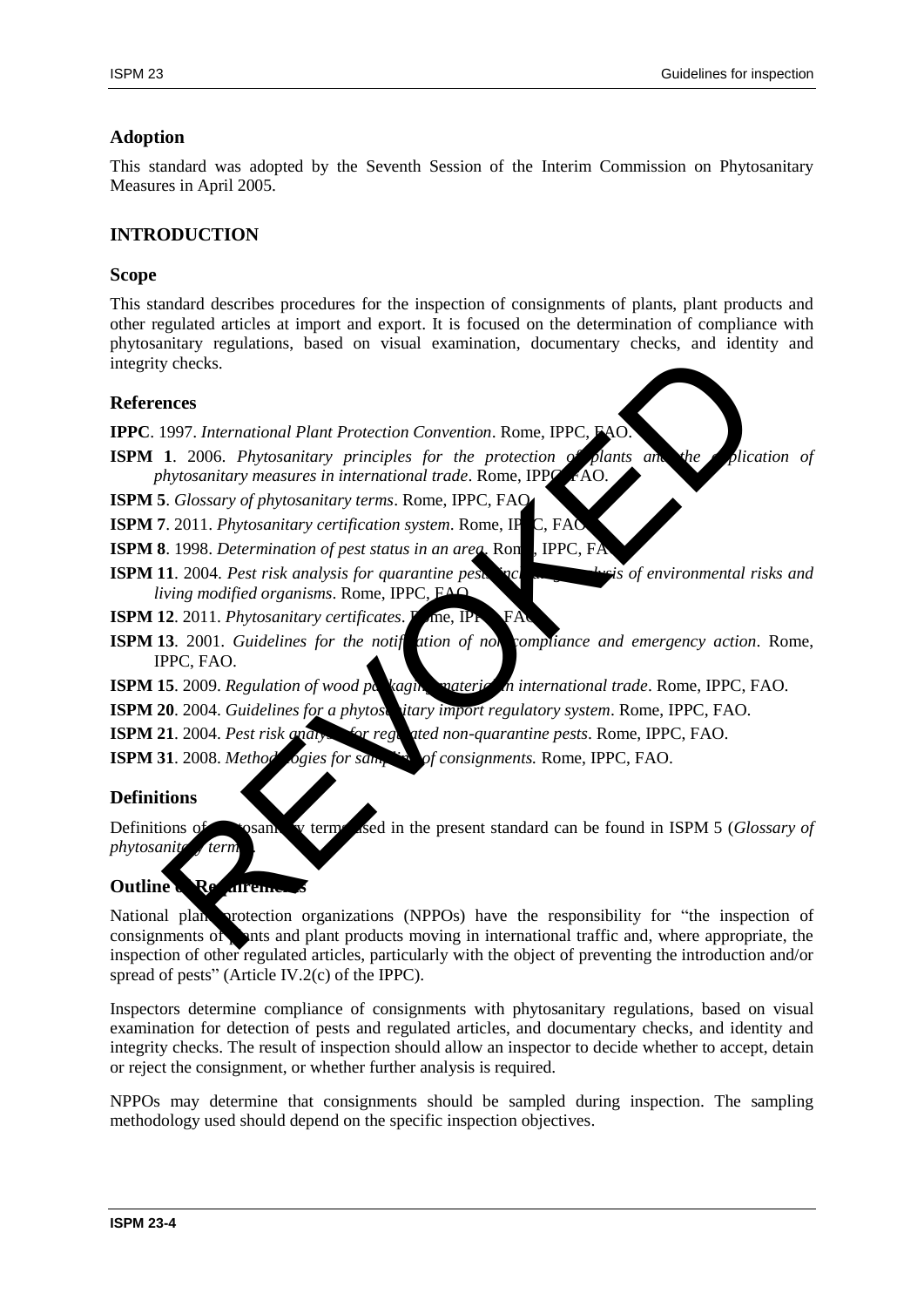## Adoption

This standard was adopted by the Seventh Session of the Interim Commission on Phytosanitary Measures in April 2005.

## INTRODUCTION

### Scope

This standard describes procedures for the inspection of consignments of plants, plant products and other regulated articles at import and export. It is focused on the determination of compliance with phytosanitary regulations, based on visual examination, documentary checks, and identity and integrity checks.

### References

**IPPC**. 1997. *International Plant Protection Convention*. Rome, IPPC, FAO.

**ISPM 1**. 2006. *Phytosanitary principles for the protection of plants and the application of phytosanitary measures in international trade*. Rome, IPPC, FAO.

**ISPM 5**. *Glossary of phytosanitary terms*. Rome, IPPC, FAO.

**ISPM 7**. 2011. *Phytosanitary certification system*. Rome, IPPC, FAO.

**ISPM 8**. 1998. *Determination of pest status in an area*. Rome, IPPC, FAO.

**ISPM 11**. 2004. *Pest risk analysis for quarantine pests including analysis of environmental risks and living modified organisms*. Rome, IPPC, FAO.

**ISPM 12**. 2011. *Phytosanitary certificates*. Rome, IPPC, FAO.

**ISPM 13**. 2001. *Guidelines for the notification of non-compliance and emergency action*. Rome, IPPC, FAO.

**ISPM 15**. 2009. *Regulation of wood packaging material in international trade*. Rome, IPPC, FAO.

**ISPM 20**. 2004. *Guidelines for a phytosanitary import regulatory system*. Rome, IPPC, FAO.

**ISPM 21**. 2004. *Pest risk analysis for regulated non-quarantine pests*. Rome, IPPC, FAO.

**ISPM 31**. 2008. *Methodologies for sampling of consignments.* Rome, IPPC, FAO.

### Definitions

Definitions of phytosanitary terms used in the present standard can be found in ISPM 5 (*Glossary of phytosanitary terms*).

### Outline of Requirements

National plant protection organizations (NPPOs) have the responsibility for "the inspection of consignments of plants and plant products moving in international traffic and, where appropriate, the inspection of other regulated articles, particularly with the object of preventing the introduction and/or spread of pests" (Article IV.2(c) of the IPPC).

Inspectors determine compliance of consignments with phytosanitary regulations, based on visual examination for detection of pests and regulated articles, and documentary checks, and identity and integrity checks. The result of inspection should allow an inspector to decide whether to accept, detain or reject the consignment, or whether further analysis is required.

NPPOs may determine that consignments should be sampled during inspection. The sampling methodology used should depend on the specific inspection objectives.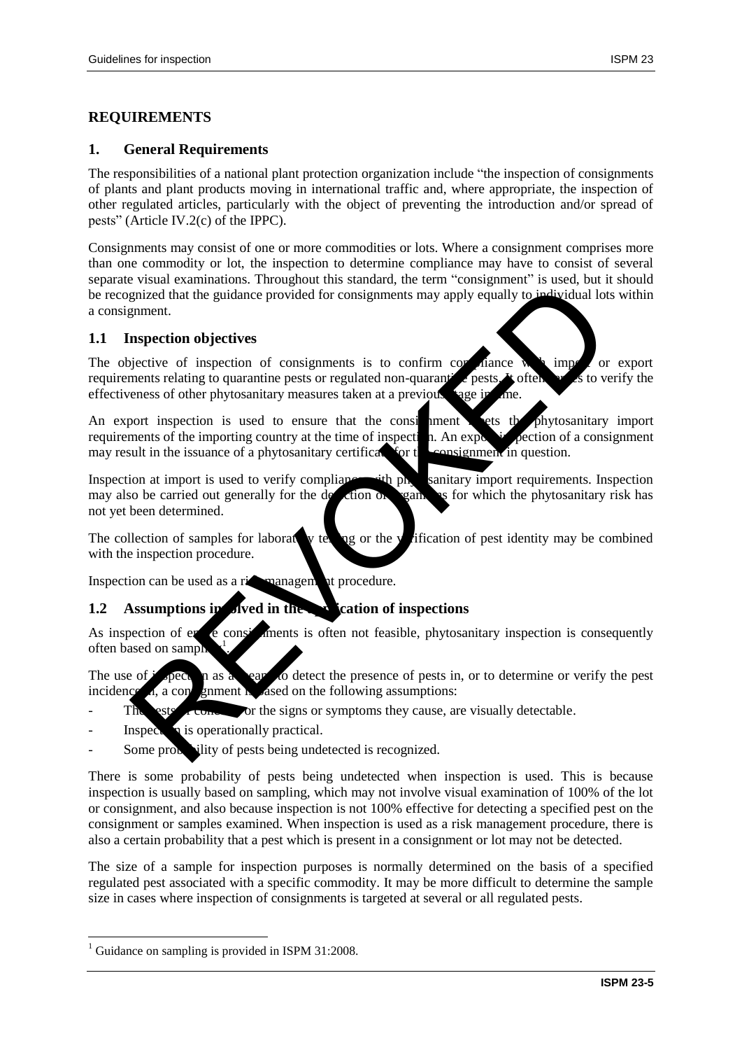## REQUIREMENTS

### 1. General Requirements

The responsibilities of a national plant protection organization include "the inspection of consignments of plants and plant products moving in international traffic and, where appropriate, the inspection of other regulated articles, particularly with the object of preventing the introduction and/or spread of pests" (Article IV.2(c) of the IPPC).

Consignments may consist of one or more commodities or lots. Where a consignment comprises more than one commodity or lot, the inspection to determine compliance may have to consist of several separate visual examinations. Throughout this standard, the term "consignment" is used, but it should be recognized that the guidance provided for consignments may apply equally to individual lots within a consignment.

### 1.1 Inspection objectives

The objective of inspection of consignments is to confirm compliance with import or export requirements relating to quarantine pests or regulated non-quarantine pests. It often serves to verify the effectiveness of other phytosanitary measures taken at a previous stage in time.

An export inspection is used to ensure that the consignment meets the phytosanitary import requirements of the importing country at the time of inspection. An export inspection of a consignment may result in the issuance of a phytosanitary certificate for the consignment in question.

Inspection at import is used to verify compliance with phytosanitary import requirements. Inspection may also be carried out generally for the detection of organisms for which the phytosanitary risk has not yet been determined.

The collection of samples for laboratory testing or the verification of pest identity may be combined with the inspection procedure.

Inspection can be used as a risk management procedure.

### 1.2 Assumptions involved in the application of inspections

As inspection of entire consignments is often not feasible, phytosanitary inspection is consequently often based on sampling[1].

The use of inspection as a means to detect the presence of pests in, or to determine or verify the pest incidence in, a consignment is based on the following assumptions:

- The pests of concern, or the signs or symptoms they cause, are visually detectable.
- Inspection is operationally practical.
- Some probability of pests being undetected is recognized.

There is some probability of pests being undetected when inspection is used. This is because inspection is usually based on sampling, which may not involve visual examination of 100% of the lot or consignment, and also because inspection is not 100% effective for detecting a specified pest on the consignment or samples examined. When inspection is used as a risk management procedure, there is also a certain probability that a pest which is present in a consignment or lot may not be detected.

The size of a sample for inspection purposes is normally determined on the basis of a specified regulated pest associated with a specific commodity. It may be more difficult to determine the sample size in cases where inspection of consignments is targeted at several or all regulated pests.

[1] Guidance on sampling is provided in ISPM 31:2008.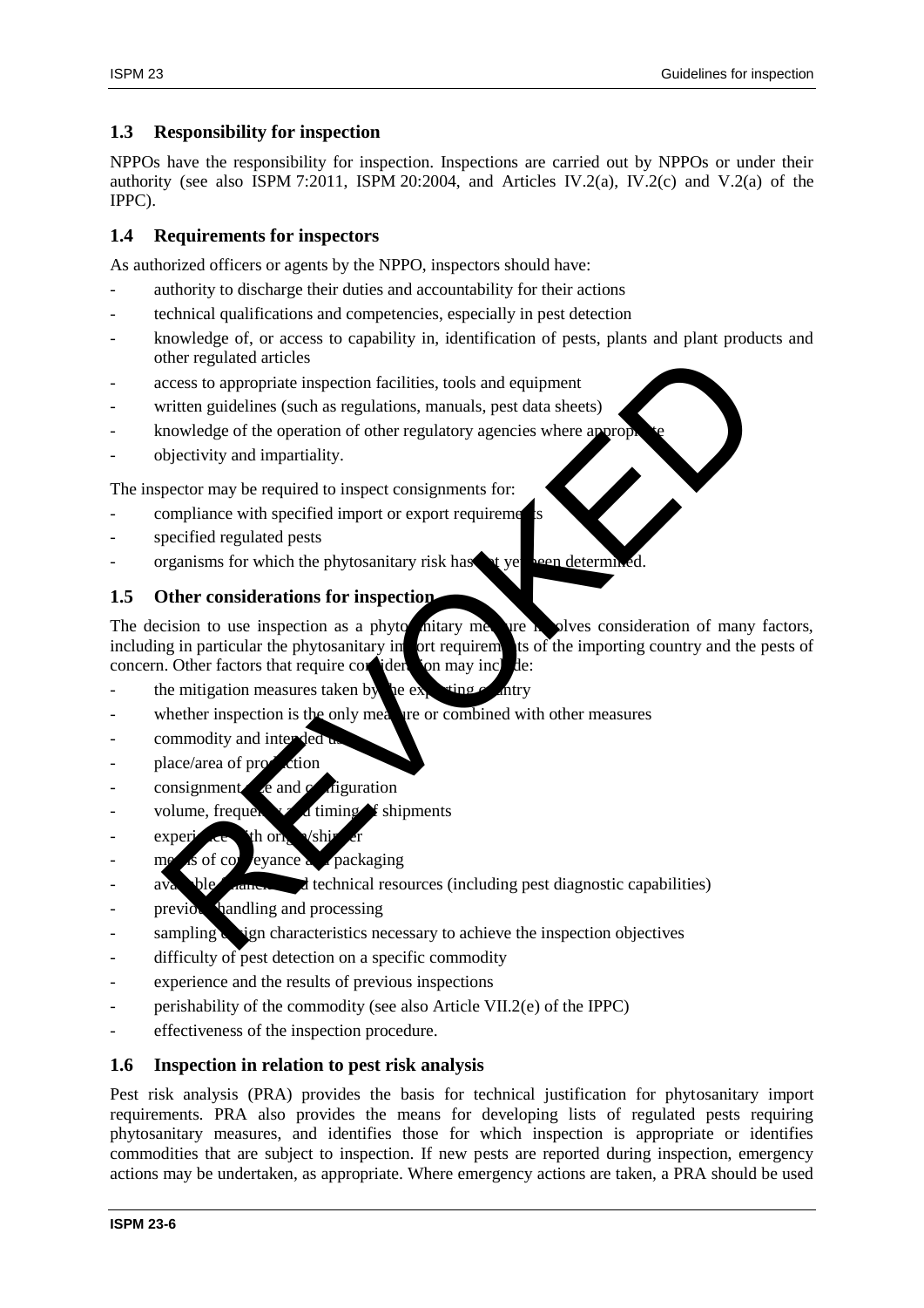### 1.3 Responsibility for inspection

NPPOs have the responsibility for inspection. Inspections are carried out by NPPOs or under their authority (see also ISPM 7:2011, ISPM 20:2004, and Articles IV.2(a), IV.2(c) and V.2(a) of the IPPC).

### 1.4 Requirements for inspectors

As authorized officers or agents by the NPPO, inspectors should have:

- authority to discharge their duties and accountability for their actions
- technical qualifications and competencies, especially in pest detection
- knowledge of, or access to capability in, identification of pests, plants and plant products and other regulated articles
- access to appropriate inspection facilities, tools and equipment
- written guidelines (such as regulations, manuals, pest data sheets)
- knowledge of the operation of other regulatory agencies where appropriate
- objectivity and impartiality.

The inspector may be required to inspect consignments for:

- compliance with specified import or export requirements
- specified regulated pests
- organisms for which the phytosanitary risk has not yet been determined.

### 1.5 Other considerations for inspection

The decision to use inspection as a phytosanitary measure involves consideration of many factors, including in particular the phytosanitary import requirements of the importing country and the pests of concern. Other factors that require consideration may include:

- the mitigation measures taken by the exporting country
- whether inspection is the only measure or combined with other measures
- commodity and intended use
- place/area of production
- consignment size and configuration
- volume, frequency and timing of shipments
- experience with origin/shipper
- means of conveyance and packaging
- available financial and technical resources (including pest diagnostic capabilities)
- previous handling and processing
- sampling design characteristics necessary to achieve the inspection objectives
- difficulty of pest detection on a specific commodity
- experience and the results of previous inspections
- perishability of the commodity (see also Article VII.2(e) of the IPPC)
- effectiveness of the inspection procedure.

### 1.6 Inspection in relation to pest risk analysis

Pest risk analysis (PRA) provides the basis for technical justification for phytosanitary import requirements. PRA also provides the means for developing lists of regulated pests requiring phytosanitary measures, and identifies those for which inspection is appropriate or identifies commodities that are subject to inspection. If new pests are reported during inspection, emergency actions may be undertaken, as appropriate. Where emergency actions are taken, a PRA should be used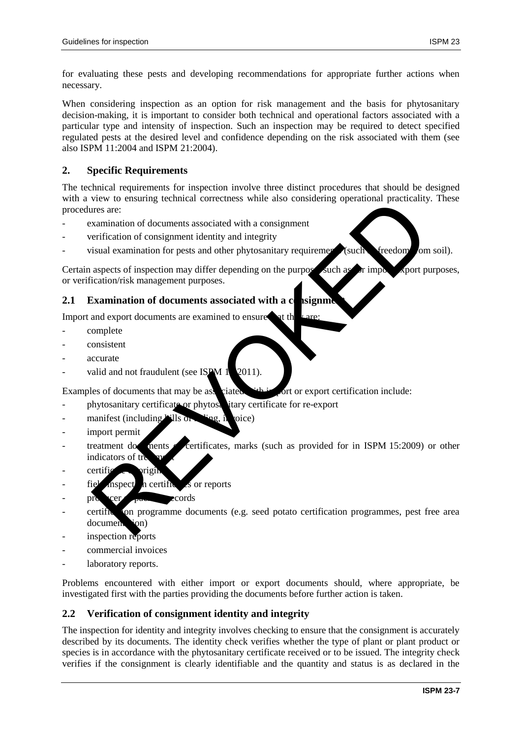for evaluating these pests and developing recommendations for appropriate further actions when necessary.

When considering inspection as an option for risk management and the basis for phytosanitary decision-making, it is important to consider both technical and operational factors associated with a particular type and intensity of inspection. Such an inspection may be required to detect specified regulated pests at the desired level and confidence depending on the risk associated with them (see also ISPM 11:2004 and ISPM 21:2004).

## 2. Specific Requirements

The technical requirements for inspection involve three distinct procedures that should be designed with a view to ensuring technical correctness while also considering operational practicality. These procedures are:

- examination of documents associated with a consignment
- verification of consignment identity and integrity
- visual examination for pests and other phytosanitary requirements (such as freedom from soil).

Certain aspects of inspection may differ depending on the purpose, such as for import/export purposes, or verification/risk management purposes.

### 2.1 Examination of documents associated with a consignment

Import and export documents are examined to ensure that they are:

- complete
- consistent
- accurate
- valid and not fraudulent (see ISPM 12:2011).

Examples of documents that may be associated with import or export certification include:

- phytosanitary certificate or phytosanitary certificate for re-export
- manifest (including bills of lading, invoice)
- import permit
- treatment documents or certificates, marks (such as provided for in ISPM 15:2009) or other indicators of treatment
- certificates of origin
- field inspection certificates or reports
- producer or packing records
- certification programme documents (e.g. seed potato certification programmes, pest free area documentation)
- inspection reports
- commercial invoices
- laboratory reports.

Problems encountered with either import or export documents should, where appropriate, be investigated first with the parties providing the documents before further action is taken.

### 2.2 Verification of consignment identity and integrity

The inspection for identity and integrity involves checking to ensure that the consignment is accurately described by its documents. The identity check verifies whether the type of plant or plant product or species is in accordance with the phytosanitary certificate received or to be issued. The integrity check verifies if the consignment is clearly identifiable and the quantity and status is as declared in the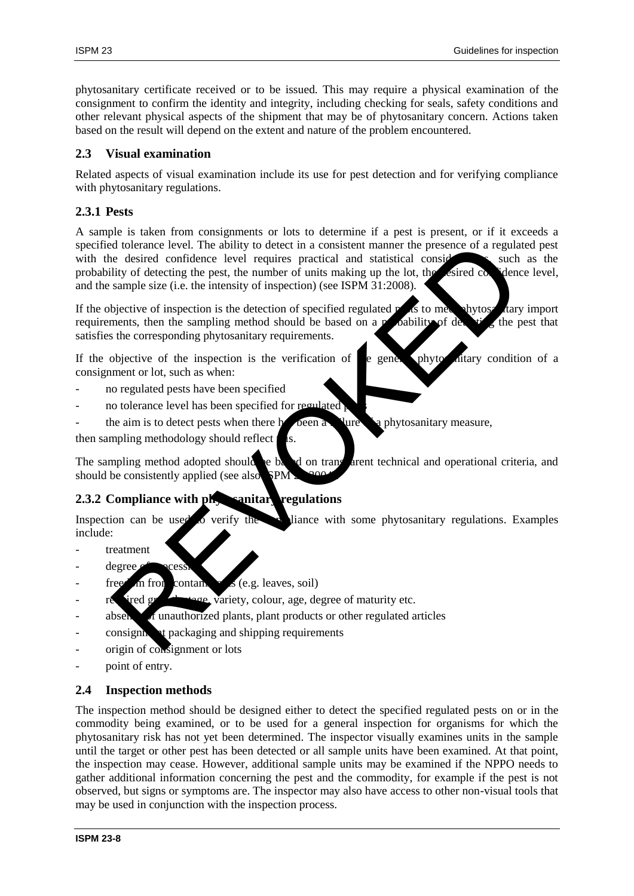phytosanitary certificate received or to be issued. This may require a physical examination of the consignment to confirm the identity and integrity, including checking for seals, safety conditions and other relevant physical aspects of the shipment that may be of phytosanitary concern. Actions taken based on the result will depend on the extent and nature of the problem encountered.

## 2.3 Visual examination

Related aspects of visual examination include its use for pest detection and for verifying compliance with phytosanitary regulations.

### 2.3.1 Pests

A sample is taken from consignments or lots to determine if a pest is present, or if it exceeds a specified tolerance level. The ability to detect in a consistent manner the presence of a regulated pest with the desired confidence level requires practical and statistical considerations, such as the probability of detecting the pest, the number of units making up the lot, the desired confidence level, and the sample size (i.e. the intensity of inspection) (see ISPM 31:2008).

If the objective of inspection is the detection of specified regulated pests to meet phytosanitary import requirements, then the sampling method should be based on a probability of detecting the pest that satisfies the corresponding phytosanitary requirements.

If the objective of the inspection is the verification of the general phytosanitary condition of a consignment or lot, such as when:

- no regulated pests have been specified
- no tolerance level has been specified for regulated pests
- the aim is to detect pests when there has been a failure of a phytosanitary measure,

then sampling methodology should reflect this.

The sampling method adopted should be based on transparent technical and operational criteria, and should be consistently applied (see also ISPM 20:2004).

### 2.3.2 Compliance with phytosanitary regulations

Inspection can be used to verify the compliance with some phytosanitary regulations. Examples include:

- treatment
- degree of processing
- freedom from contaminants (e.g. leaves, soil)
- required growth stage, variety, colour, age, degree of maturity etc.
- absence of unauthorized plants, plant products or other regulated articles
- consignment packaging and shipping requirements
- origin of consignment or lots
- point of entry.

## 2.4 Inspection methods

The inspection method should be designed either to detect the specified regulated pests on or in the commodity being examined, or to be used for a general inspection for organisms for which the phytosanitary risk has not yet been determined. The inspector visually examines units in the sample until the target or other pest has been detected or all sample units have been examined. At that point, the inspection may cease. However, additional sample units may be examined if the NPPO needs to gather additional information concerning the pest and the commodity, for example if the pest is not observed, but signs or symptoms are. The inspector may also have access to other non-visual tools that may be used in conjunction with the inspection process.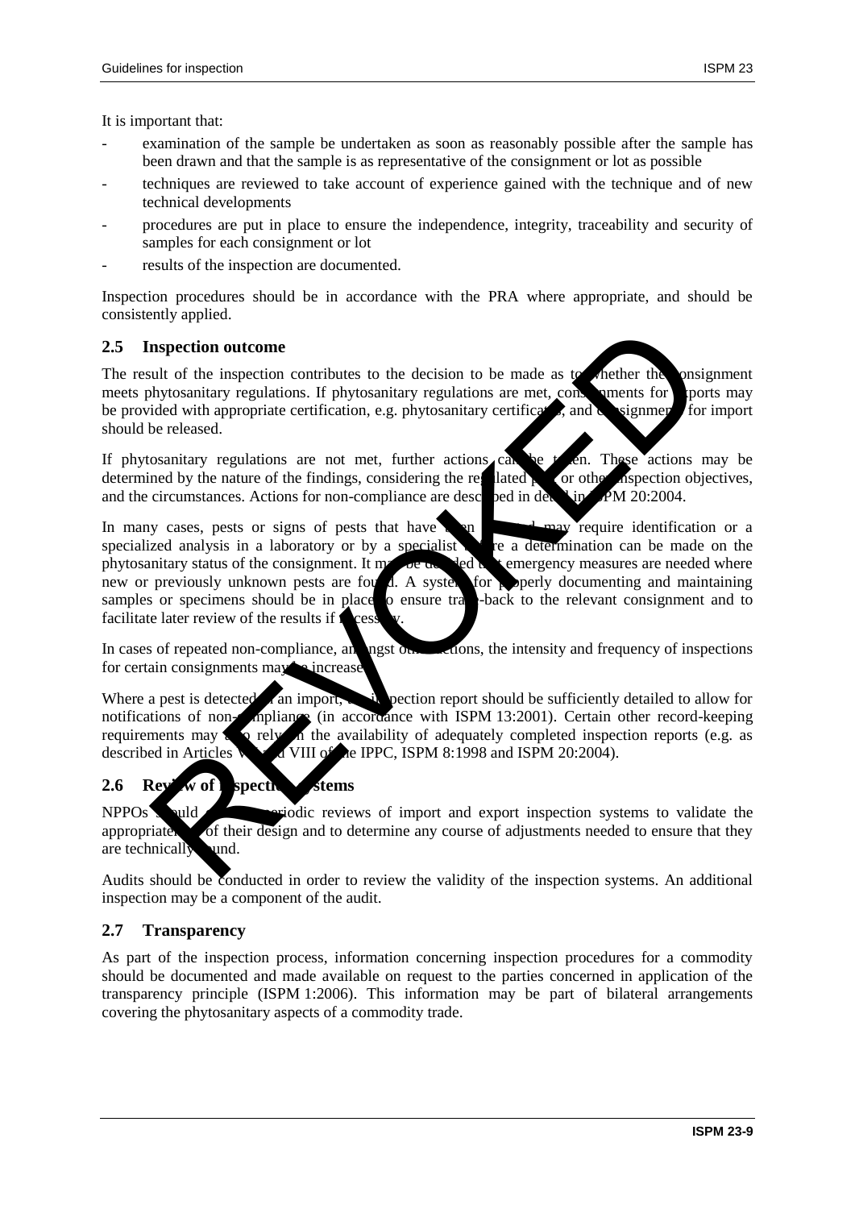It is important that:

- examination of the sample be undertaken as soon as reasonably possible after the sample has been drawn and that the sample is as representative of the consignment or lot as possible
- techniques are reviewed to take account of experience gained with the technique and of new technical developments
- procedures are put in place to ensure the independence, integrity, traceability and security of samples for each consignment or lot
- results of the inspection are documented.

Inspection procedures should be in accordance with the PRA where appropriate, and should be consistently applied.

## 2.5 Inspection outcome

The result of the inspection contributes to the decision to be made as to whether the consignment meets phytosanitary regulations. If phytosanitary regulations are met, consignments for exports may be provided with appropriate certification, e.g. phytosanitary certificates, and consignments for import should be released.

If phytosanitary regulations are not met, further actions can be taken. These actions may be determined by the nature of the findings, considering the regulated pest or other inspection objectives, and the circumstances. Actions for non-compliance are described in detail in ISPM 20:2004.

In many cases, pests or signs of pests that have been detected may require identification or a specialized analysis in a laboratory or by a specialist before a determination can be made on the phytosanitary status of the consignment. It may be decided that emergency measures are needed where new or previously unknown pests are found. A system for properly documenting and maintaining samples or specimens should be in place to ensure trace-back to the relevant consignment and to facilitate later review of the results if necessary.

In cases of repeated non-compliance, amongst other actions, the intensity and frequency of inspections for certain consignments may be increased.

Where a pest is detected in an import, the inspection report should be sufficiently detailed to allow for notifications of non-compliance (in accordance with ISPM 13:2001). Certain other record-keeping requirements may also rely on the availability of adequately completed inspection reports (e.g. as described in Articles VII and VIII of the IPPC, ISPM 8:1998 and ISPM 20:2004).

## 2.6 Review of inspection systems

NPPOs should conduct periodic reviews of import and export inspection systems to validate the appropriateness of their design and to determine any course of adjustments needed to ensure that they are technically sound.

Audits should be conducted in order to review the validity of the inspection systems. An additional inspection may be a component of the audit.

## 2.7 Transparency

As part of the inspection process, information concerning inspection procedures for a commodity should be documented and made available on request to the parties concerned in application of the transparency principle (ISPM 1:2006). This information may be part of bilateral arrangements covering the phytosanitary aspects of a commodity trade.